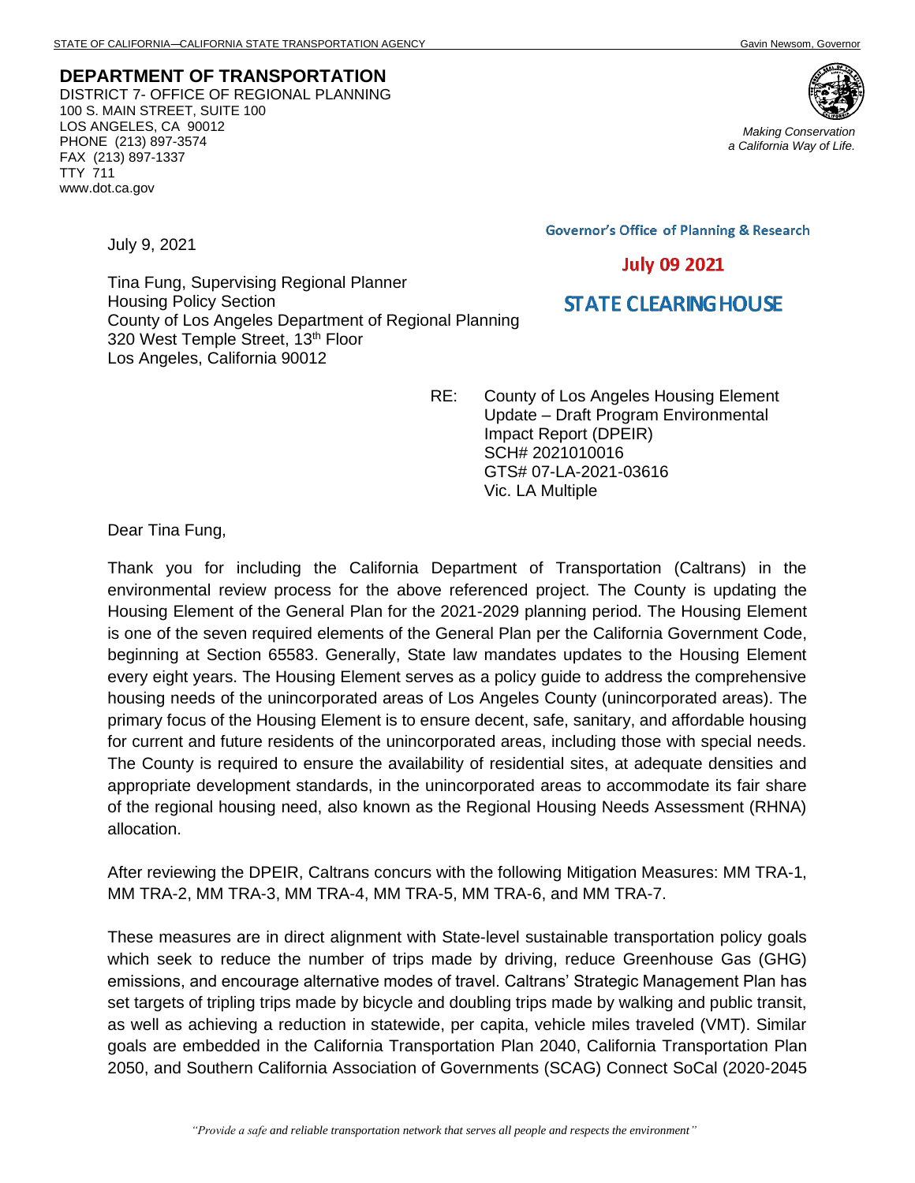STATE OF CALIFORNIA—CALIFORNIA STATE TRANSPORTATION AGENCY Gavin Newsom, Governor

**DEPARTMENT OF TRANSPORTATION**
DISTRICT 7- OFFICE OF REGIONAL PLANNING
100 S. MAIN STREET, SUITE 100
LOS ANGELES, CA 90012
PHONE (213) 897-3574
FAX (213) 897-1337
TTY 711
www.dot.ca.gov

*Making Conservation a California Way of Life.*

Governor's Office of Planning & Research

July 09 2021

STATE CLEARING HOUSE

July 9, 2021

Tina Fung, Supervising Regional Planner
Housing Policy Section
County of Los Angeles Department of Regional Planning
320 West Temple Street, 13th Floor
Los Angeles, California 90012

RE: County of Los Angeles Housing Element Update – Draft Program Environmental Impact Report (DPEIR)
SCH# 2021010016
GTS# 07-LA-2021-03616
Vic. LA Multiple

Dear Tina Fung,

Thank you for including the California Department of Transportation (Caltrans) in the environmental review process for the above referenced project. The County is updating the Housing Element of the General Plan for the 2021-2029 planning period. The Housing Element is one of the seven required elements of the General Plan per the California Government Code, beginning at Section 65583. Generally, State law mandates updates to the Housing Element every eight years. The Housing Element serves as a policy guide to address the comprehensive housing needs of the unincorporated areas of Los Angeles County (unincorporated areas). The primary focus of the Housing Element is to ensure decent, safe, sanitary, and affordable housing for current and future residents of the unincorporated areas, including those with special needs. The County is required to ensure the availability of residential sites, at adequate densities and appropriate development standards, in the unincorporated areas to accommodate its fair share of the regional housing need, also known as the Regional Housing Needs Assessment (RHNA) allocation.

After reviewing the DPEIR, Caltrans concurs with the following Mitigation Measures: MM TRA-1, MM TRA-2, MM TRA-3, MM TRA-4, MM TRA-5, MM TRA-6, and MM TRA-7.

These measures are in direct alignment with State-level sustainable transportation policy goals which seek to reduce the number of trips made by driving, reduce Greenhouse Gas (GHG) emissions, and encourage alternative modes of travel. Caltrans' Strategic Management Plan has set targets of tripling trips made by bicycle and doubling trips made by walking and public transit, as well as achieving a reduction in statewide, per capita, vehicle miles traveled (VMT). Similar goals are embedded in the California Transportation Plan 2040, California Transportation Plan 2050, and Southern California Association of Governments (SCAG) Connect SoCal (2020-2045

*"Provide a safe and reliable transportation network that serves all people and respects the environment"*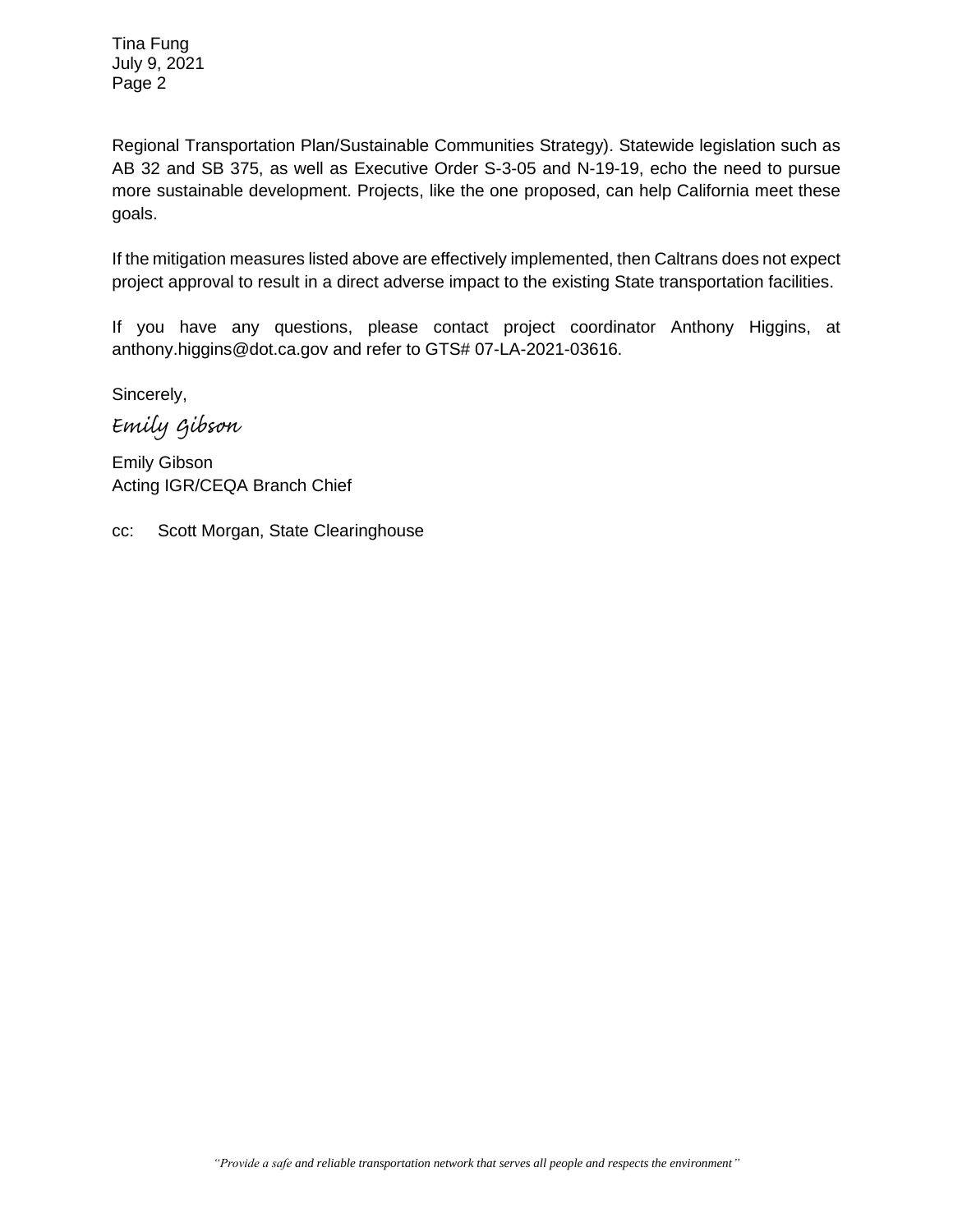Regional Transportation Plan/Sustainable Communities Strategy). Statewide legislation such as AB 32 and SB 375, as well as Executive Order S-3-05 and N-19-19, echo the need to pursue more sustainable development. Projects, like the one proposed, can help California meet these goals.

If the mitigation measures listed above are effectively implemented, then Caltrans does not expect project approval to result in a direct adverse impact to the existing State transportation facilities.

If you have any questions, please contact project coordinator Anthony Higgins, at anthony.higgins@dot.ca.gov and refer to GTS# 07-LA-2021-03616.

Sincerely,

*Emily Gibson*

Emily Gibson
Acting IGR/CEQA Branch Chief

cc: Scott Morgan, State Clearinghouse